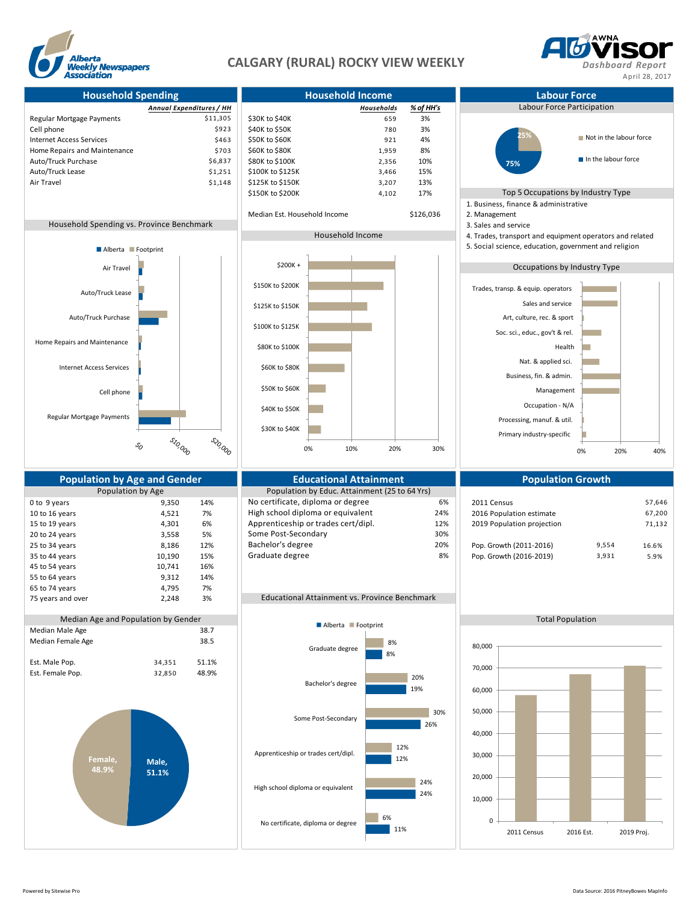# CALGARY (RURAL) ROCKY VIEW WEEKLY

Alberta Weekly Newspapers Association

AWNA AdVisor Dashboard Report
April 28, 2017

## Household Spending

| | Annual Expenditures / HH |
|---|---|
| Regular Mortgage Payments | $11,305 |
| Cell phone | $923 |
| Internet Access Services | $463 |
| Home Repairs and Maintenance | $703 |
| Auto/Truck Purchase | $6,837 |
| Auto/Truck Lease | $1,251 |
| Air Travel | $1,148 |

### Household Spending vs. Province Benchmark

Alberta ■ Footprint

Air Travel, Auto/Truck Lease, Auto/Truck Purchase, Home Repairs and Maintenance, Internet Access Services, Cell phone, Regular Mortgage Payments

$0 — $10,000 — $20,000

## Household Income

| | Households | % of HH's |
|---|---|---|
| $30K to $40K | 659 | 3% |
| $40K to $50K | 780 | 3% |
| $50K to $60K | 921 | 4% |
| $60K to $80K | 1,959 | 8% |
| $80K to $100K | 2,356 | 10% |
| $100K to $125K | 3,466 | 15% |
| $125K to $150K | 3,207 | 13% |
| $150K to $200K | 4,102 | 17% |

Median Est. Household Income: $126,036

### Household Income

$200K +, $150K to $200K, $125K to $150K, $100K to $125K, $80K to $100K, $60K to $80K, $50K to $60K, $40K to $50K, $30K to $40K

0% — 10% — 20% — 30%

## Labour Force

### Labour Force Participation

- Not in the labour force: 25%
- In the labour force: 75%

### Top 5 Occupations by Industry Type

1. Business, finance & administrative
2. Management
3. Sales and service
4. Trades, transport and equipment operators and related
5. Social science, education, government and religion

### Occupations by Industry Type

Trades, transp. & equip. operators; Sales and service; Art, culture, rec. & sport; Soc. sci., educ., gov't & rel.; Health; Nat. & applied sci.; Business, fin. & admin.; Management; Occupation - N/A; Processing, manuf. & util.; Primary industry-specific

0% — 20% — 40%

## Population by Age and Gender

### Population by Age

| | | |
|---|---|---|
| 0 to 9 years | 9,350 | 14% |
| 10 to 16 years | 4,521 | 7% |
| 15 to 19 years | 4,301 | 6% |
| 20 to 24 years | 3,558 | 5% |
| 25 to 34 years | 8,186 | 12% |
| 35 to 44 years | 10,190 | 15% |
| 45 to 54 years | 10,741 | 16% |
| 55 to 64 years | 9,312 | 14% |
| 65 to 74 years | 4,795 | 7% |
| 75 years and over | 2,248 | 3% |

### Median Age and Population by Gender

| | | |
|---|---|---|
| Median Male Age | | 38.7 |
| Median Female Age | | 38.5 |
| Est. Male Pop. | 34,351 | 51.1% |
| Est. Female Pop. | 32,850 | 48.9% |

Female, 48.9% — Male, 51.1%

## Educational Attainment

### Population by Educ. Attainment (25 to 64 Yrs)

| | |
|---|---|
| No certificate, diploma or degree | 6% |
| High school diploma or equivalent | 24% |
| Apprenticeship or trades cert/dipl. | 12% |
| Some Post-Secondary | 30% |
| Bachelor's degree | 20% |
| Graduate degree | 8% |

### Educational Attainment vs. Province Benchmark

| | Footprint | Alberta |
|---|---|---|
| Graduate degree | 8% | 8% |
| Bachelor's degree | 20% | 19% |
| Some Post-Secondary | 30% | 26% |
| Apprenticeship or trades cert/dipl. | 12% | 12% |
| High school diploma or equivalent | 24% | 24% |
| No certificate, diploma or degree | 6% | 11% |

## Population Growth

| | | |
|---|---|---|
| 2011 Census | | 57,646 |
| 2016 Population estimate | | 67,200 |
| 2019 Population projection | | 71,132 |
| Pop. Growth (2011-2016) | 9,554 | 16.6% |
| Pop. Growth (2016-2019) | 3,931 | 5.9% |

### Total Population

2011 Census, 2016 Est., 2019 Proj.

0 — 10,000 — 20,000 — 30,000 — 40,000 — 50,000 — 60,000 — 70,000 — 80,000

Powered by Sitewise Pro

Data Source: 2016 PitneyBowes MapInfo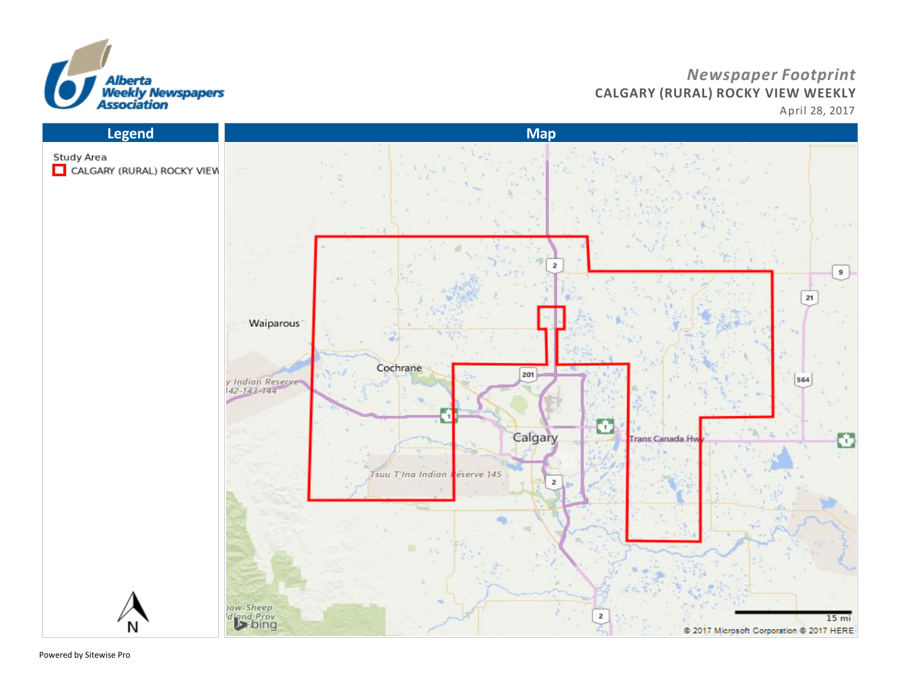Alberta Weekly Newspapers Association

*Newspaper Footprint*

**CALGARY (RURAL) ROCKY VIEW WEEKLY**

April 28, 2017

## Legend

Study Area

CALGARY (RURAL) ROCKY VIEW

## Map

Waiparous

Cochrane

y Indian Reserve 142-143-144

Calgary

Trans Canada Hwy

Tsuu T'Ina Indian Reserve 145

2

9

21

201

564

1

2

2

bow-Sheep Wildland Prov

15 mi

© 2017 Microsoft Corporation © 2017 HERE

bing

N

Powered by Sitewise Pro